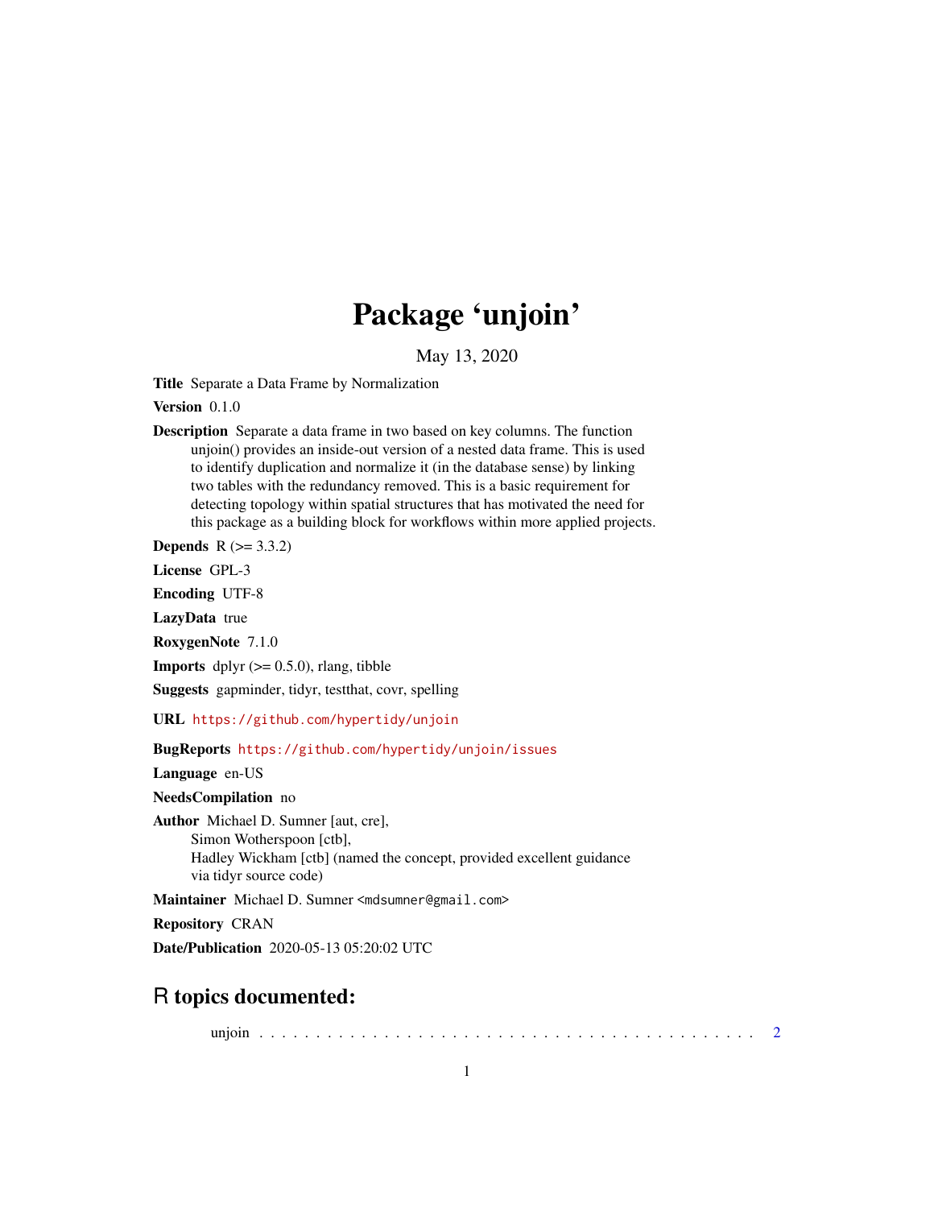# Package ‘unjoin’

May 13, 2020

**Title** Separate a Data Frame by Normalization

**Version** 0.1.0

**Description** Separate a data frame in two based on key columns. The function unjoin() provides an inside-out version of a nested data frame. This is used to identify duplication and normalize it (in the database sense) by linking two tables with the redundancy removed. This is a basic requirement for detecting topology within spatial structures that has motivated the need for this package as a building block for workflows within more applied projects.

**Depends** R (>= 3.3.2)

**License** GPL-3

**Encoding** UTF-8

**LazyData** true

**RoxygenNote** 7.1.0

**Imports** dplyr (>= 0.5.0), rlang, tibble

**Suggests** gapminder, tidyr, testthat, covr, spelling

**URL** https://github.com/hypertidy/unjoin

**BugReports** https://github.com/hypertidy/unjoin/issues

**Language** en-US

**NeedsCompilation** no

**Author** Michael D. Sumner [aut, cre],
Simon Wotherspoon [ctb],
Hadley Wickham [ctb] (named the concept, provided excellent guidance via tidyr source code)

**Maintainer** Michael D. Sumner <mdsumner@gmail.com>

**Repository** CRAN

**Date/Publication** 2020-05-13 05:20:02 UTC

## R topics documented:

unjoin . . . . . . . . . . . . . . . . . . . . . . . . . . . . . . . . . . . . . . . . . . . 2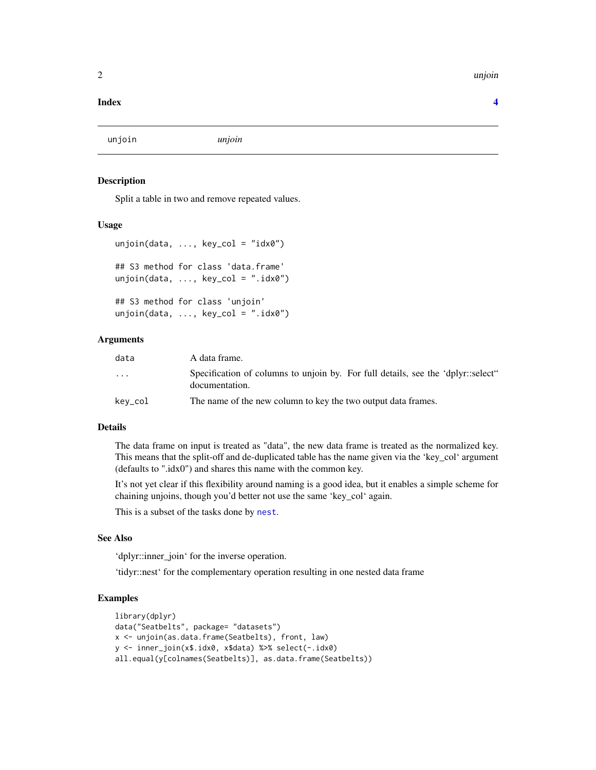**Index** **4**

---

unjoin *unjoin*

---

### Description

Split a table in two and remove repeated values.

### Usage

```
unjoin(data, ..., key_col = "idx0")

## S3 method for class 'data.frame'
unjoin(data, ..., key_col = ".idx0")

## S3 method for class 'unjoin'
unjoin(data, ..., key_col = ".idx0")
```

### Arguments

| | |
|---|---|
| `data` | A data frame. |
| `...` | Specification of columns to unjoin by. For full details, see the 'dplyr::select" documentation. |
| `key_col` | The name of the new column to key the two output data frames. |

### Details

The data frame on input is treated as "data", the new data frame is treated as the normalized key. This means that the split-off and de-duplicated table has the name given via the 'key_col' argument (defaults to ".idx0") and shares this name with the common key.

It's not yet clear if this flexibility around naming is a good idea, but it enables a simple scheme for chaining unjoins, though you'd better not use the same 'key_col' again.

This is a subset of the tasks done by `nest`.

### See Also

'dplyr::inner_join' for the inverse operation.

'tidyr::nest' for the complementary operation resulting in one nested data frame

### Examples

```
library(dplyr)
data("Seatbelts", package= "datasets")
x <- unjoin(as.data.frame(Seatbelts), front, law)
y <- inner_join(x$.idx0, x$data) %>% select(-.idx0)
all.equal(y[colnames(Seatbelts)], as.data.frame(Seatbelts))
```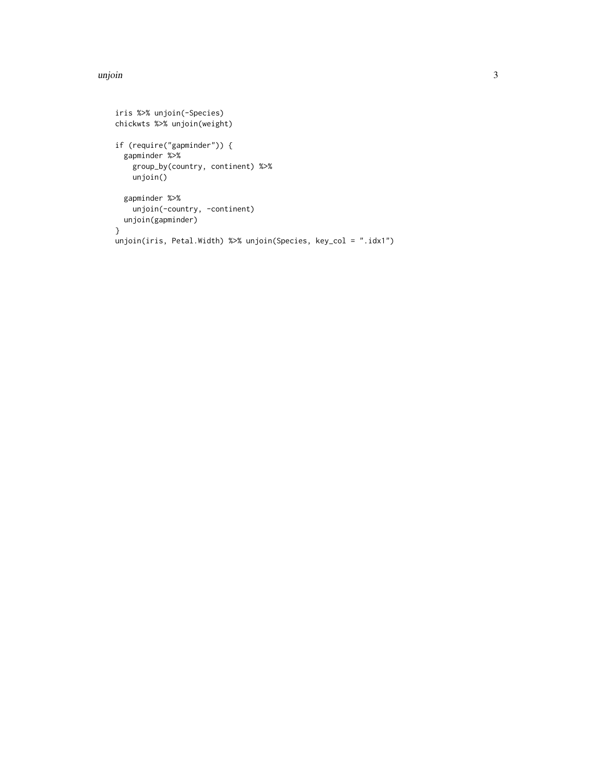```
iris %>% unjoin(-Species)
chickwts %>% unjoin(weight)

if (require("gapminder")) {
  gapminder %>%
    group_by(country, continent) %>%
    unjoin()

  gapminder %>%
    unjoin(-country, -continent)
  unjoin(gapminder)
}
unjoin(iris, Petal.Width) %>% unjoin(Species, key_col = ".idx1")
```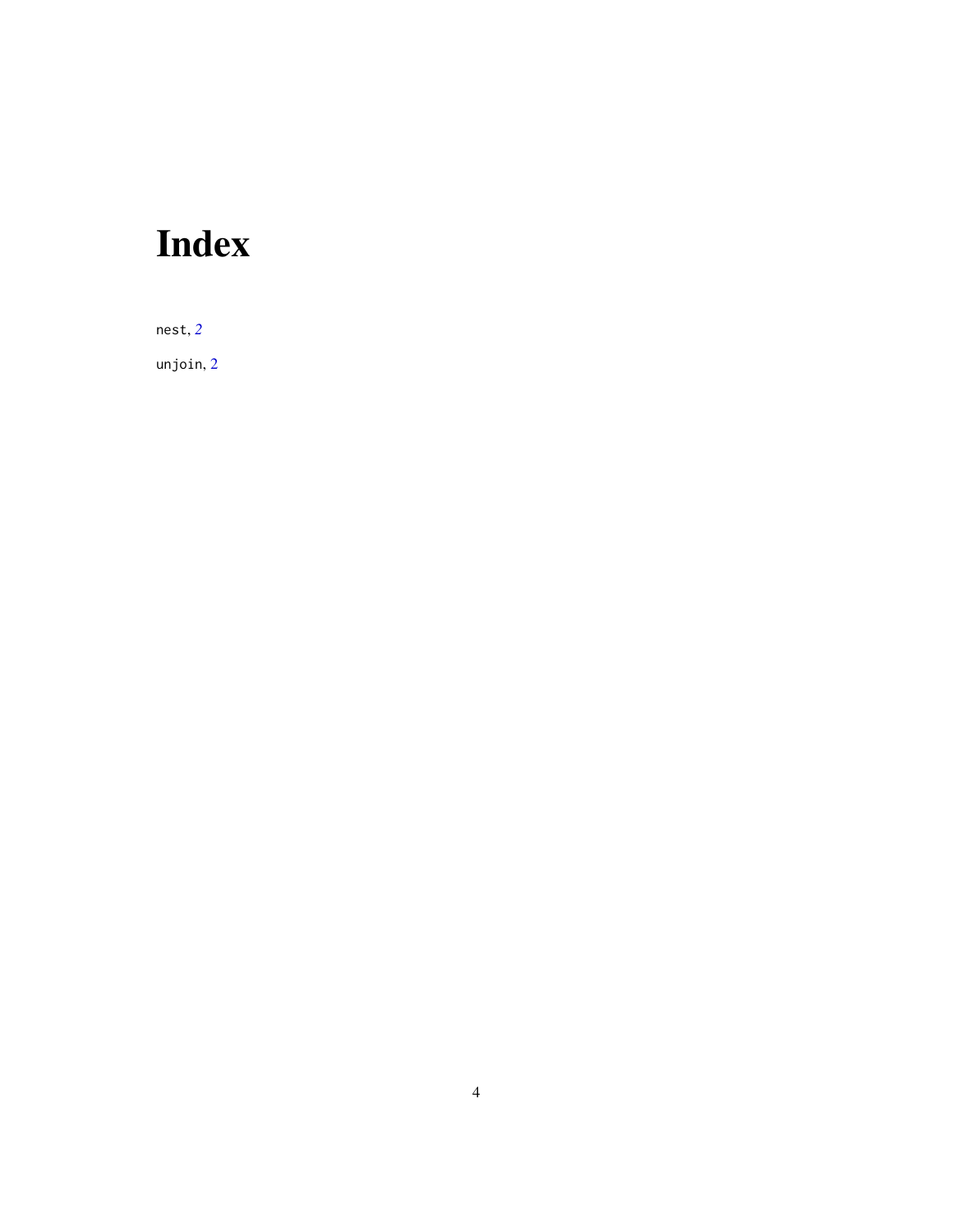# Index

`nest`, *2*

`unjoin`, 2